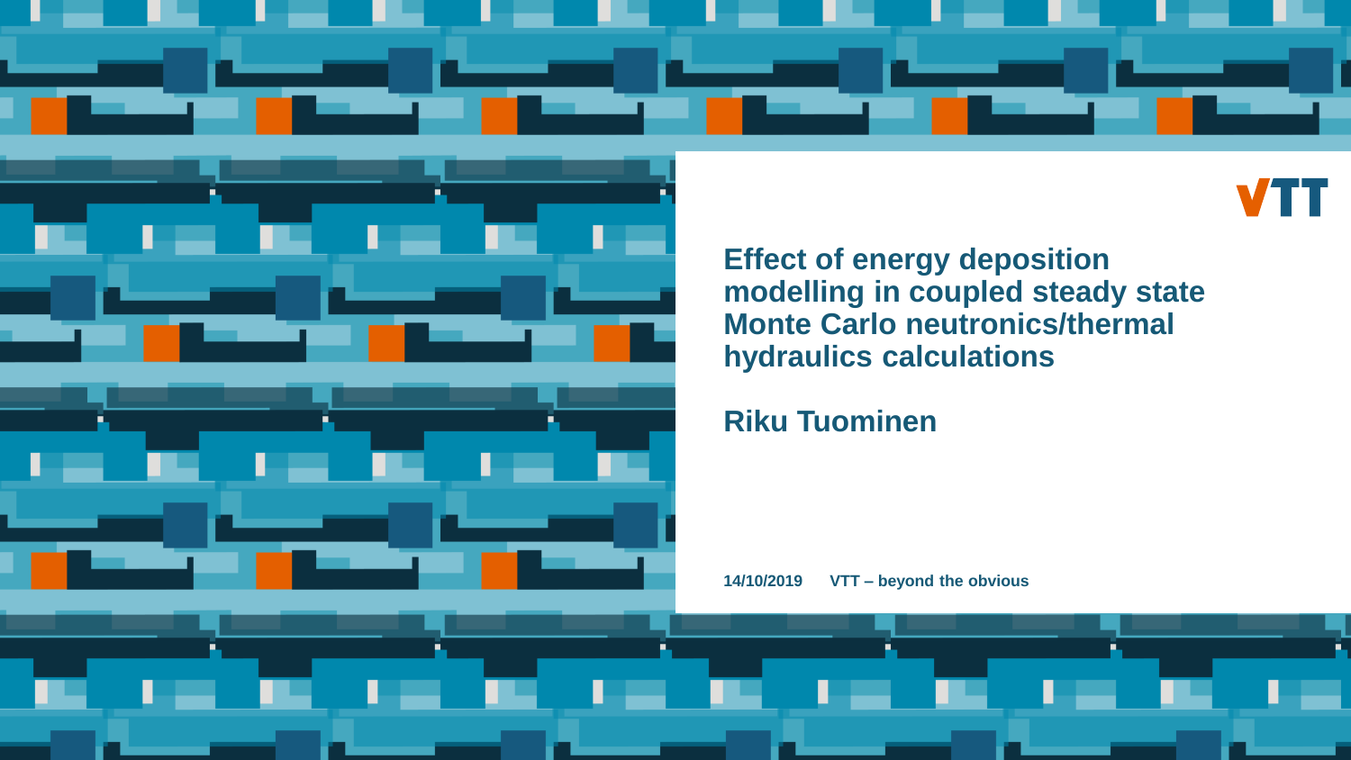# Effect of energy deposition modelling in coupled steady state Monte Carlo neutronics/thermal hydraulics calculations

**Riku Tuominen**

14/10/2019 VTT – beyond the obvious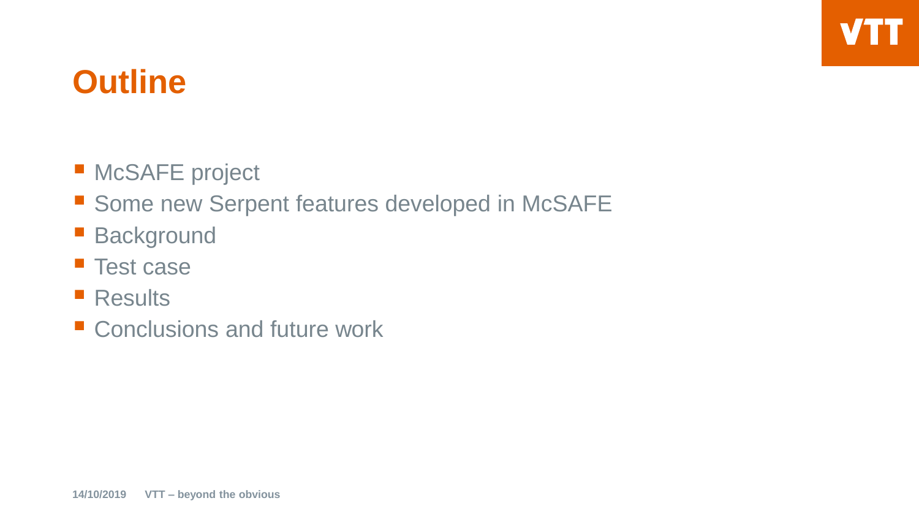# Outline

- McSAFE project
- Some new Serpent features developed in McSAFE
- Background
- Test case
- Results
- Conclusions and future work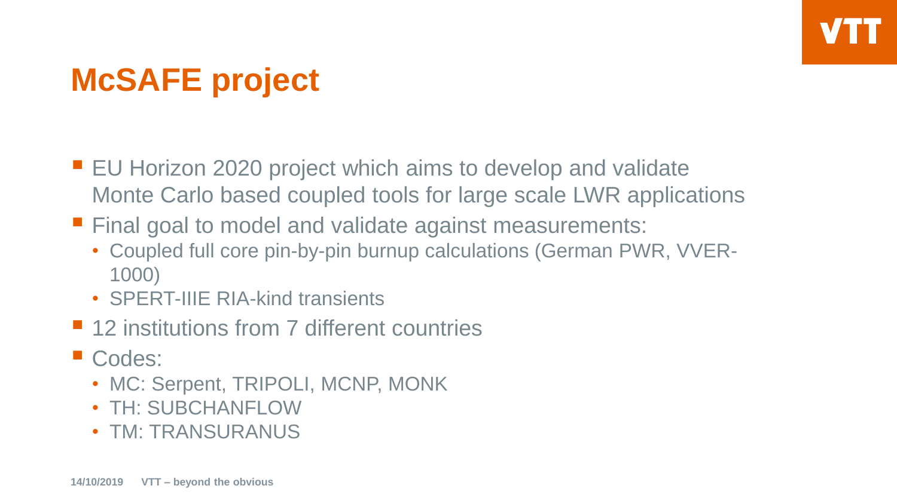# McSAFE project

- EU Horizon 2020 project which aims to develop and validate Monte Carlo based coupled tools for large scale LWR applications
- Final goal to model and validate against measurements:
  - Coupled full core pin-by-pin burnup calculations (German PWR, VVER-1000)
  - SPERT-IIIE RIA-kind transients
- 12 institutions from 7 different countries
- Codes:
  - MC: Serpent, TRIPOLI, MCNP, MONK
  - TH: SUBCHANFLOW
  - TM: TRANSURANUS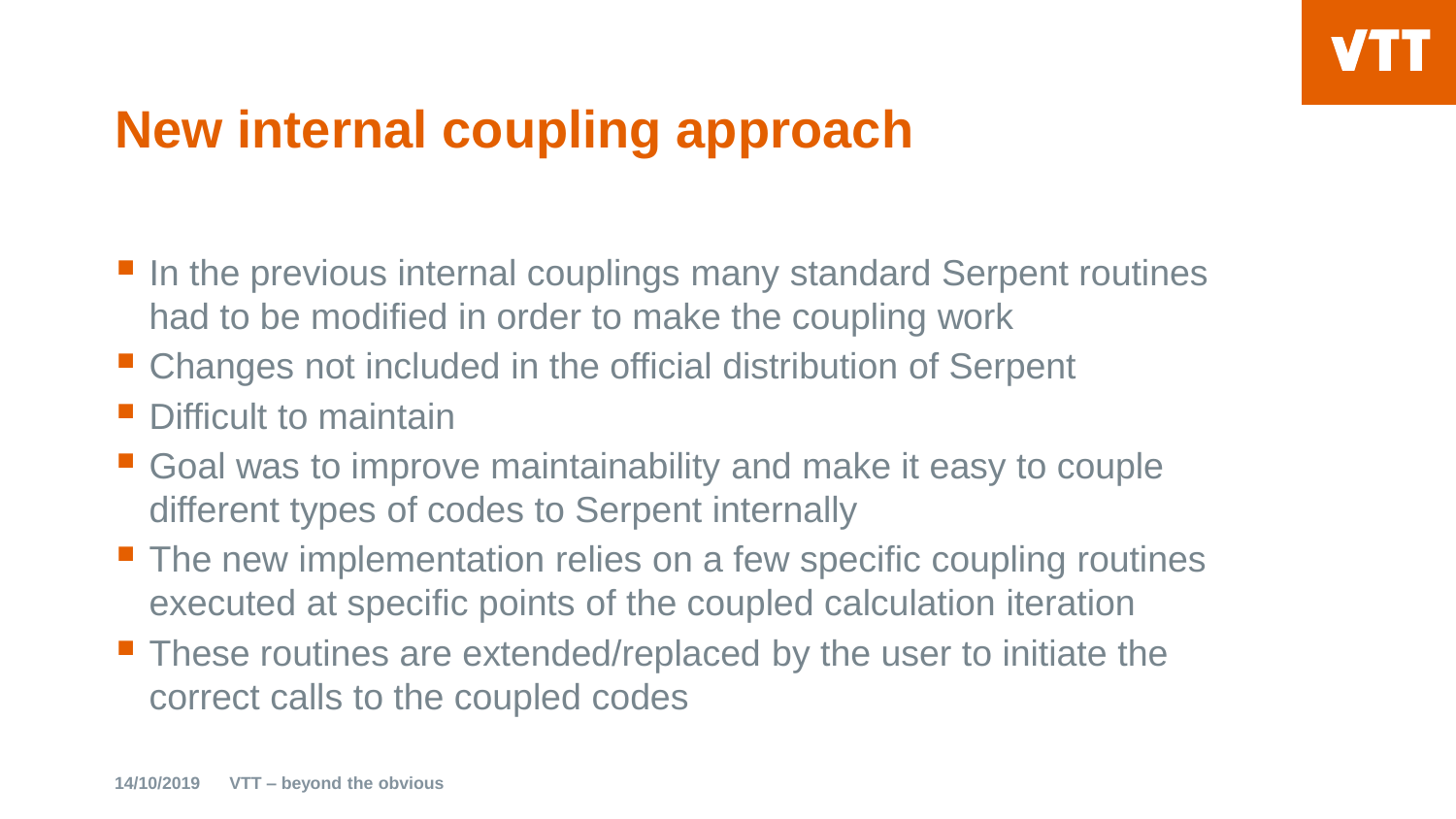# New internal coupling approach

- In the previous internal couplings many standard Serpent routines had to be modified in order to make the coupling work
- Changes not included in the official distribution of Serpent
- Difficult to maintain
- Goal was to improve maintainability and make it easy to couple different types of codes to Serpent internally
- The new implementation relies on a few specific coupling routines executed at specific points of the coupled calculation iteration
- These routines are extended/replaced by the user to initiate the correct calls to the coupled codes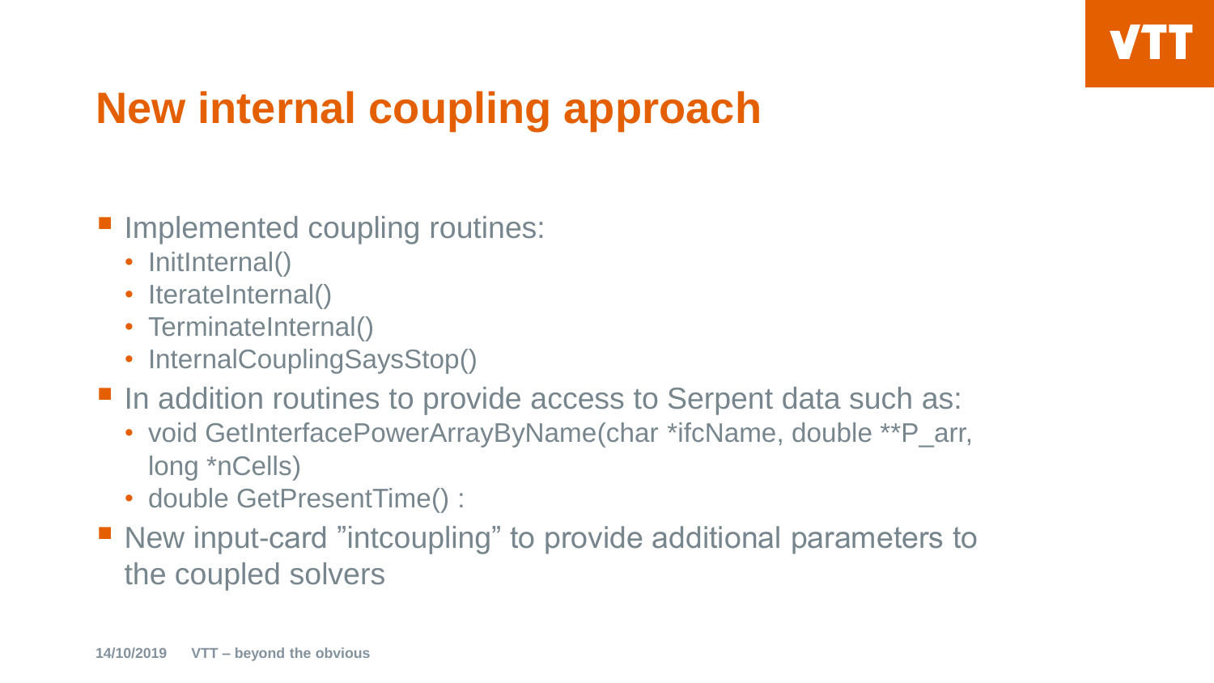# New internal coupling approach

- Implemented coupling routines:
  - InitInternal()
  - IterateInternal()
  - TerminateInternal()
  - InternalCouplingSaysStop()
- In addition routines to provide access to Serpent data such as:
  - void GetInterfacePowerArrayByName(char *ifcName, double **P_arr, long *nCells)
  - double GetPresentTime() :
- New input-card ”intcoupling” to provide additional parameters to the coupled solvers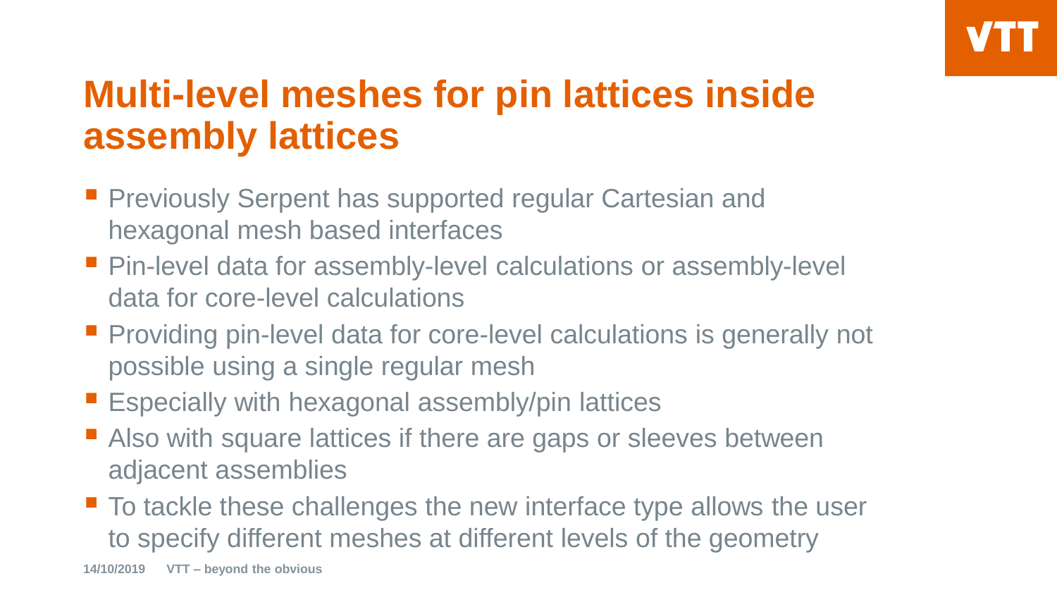# Multi-level meshes for pin lattices inside assembly lattices

- Previously Serpent has supported regular Cartesian and hexagonal mesh based interfaces
- Pin-level data for assembly-level calculations or assembly-level data for core-level calculations
- Providing pin-level data for core-level calculations is generally not possible using a single regular mesh
- Especially with hexagonal assembly/pin lattices
- Also with square lattices if there are gaps or sleeves between adjacent assemblies
- To tackle these challenges the new interface type allows the user to specify different meshes at different levels of the geometry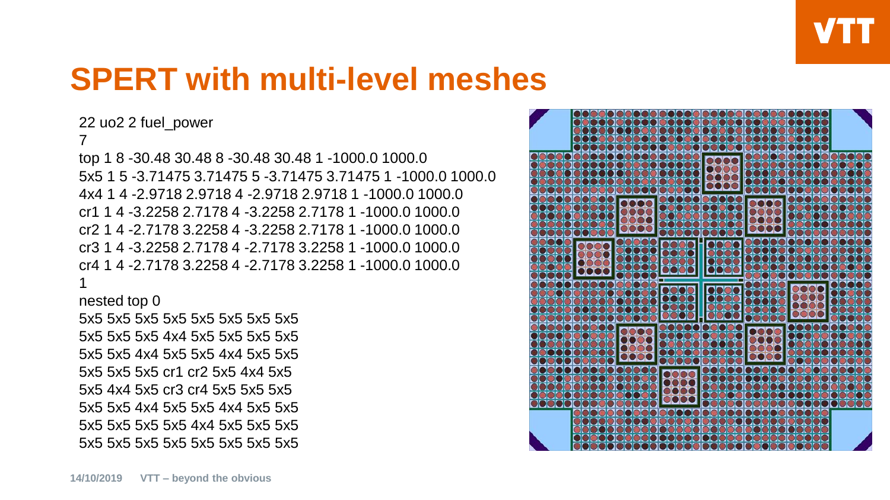# SPERT with multi-level meshes

```
22 uo2 2 fuel_power
7
top 1 8 -30.48 30.48 8 -30.48 30.48 1 -1000.0 1000.0
5x5 1 5 -3.71475 3.71475 5 -3.71475 3.71475 1 -1000.0 1000.0
4x4 1 4 -2.9718 2.9718 4 -2.9718 2.9718 1 -1000.0 1000.0
cr1 1 4 -3.2258 2.7178 4 -3.2258 2.7178 1 -1000.0 1000.0
cr2 1 4 -2.7178 3.2258 4 -3.2258 2.7178 1 -1000.0 1000.0
cr3 1 4 -3.2258 2.7178 4 -2.7178 3.2258 1 -1000.0 1000.0
cr4 1 4 -2.7178 3.2258 4 -2.7178 3.2258 1 -1000.0 1000.0
1
nested top 0
5x5 5x5 5x5 5x5 5x5 5x5 5x5 5x5
5x5 5x5 5x5 4x4 5x5 5x5 5x5 5x5
5x5 5x5 4x4 5x5 5x5 4x4 5x5 5x5
5x5 5x5 5x5 cr1 cr2 5x5 4x4 5x5
5x5 4x4 5x5 cr3 cr4 5x5 5x5 5x5
5x5 5x5 4x4 5x5 5x5 4x4 5x5 5x5
5x5 5x5 5x5 5x4 4x4 5x5 5x5 5x5
5x5 5x5 5x5 5x5 5x5 5x5 5x5 5x5
```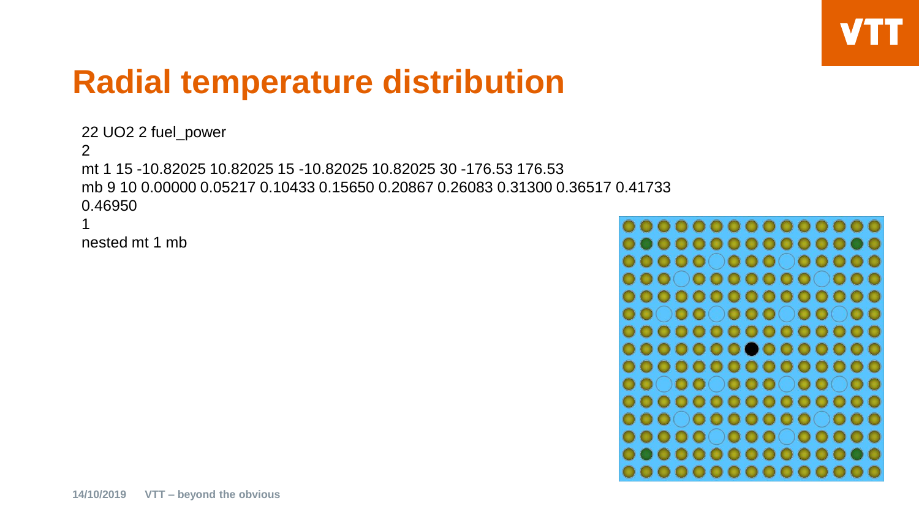# Radial temperature distribution

```
22 UO2 2 fuel_power
2
mt 1 15 -10.82025 10.82025 15 -10.82025 10.82025 30 -176.53 176.53
mb 9 10 0.00000 0.05217 0.10433 0.15650 0.20867 0.26083 0.31300 0.36517 0.41733
0.46950
1
nested mt 1 mb
```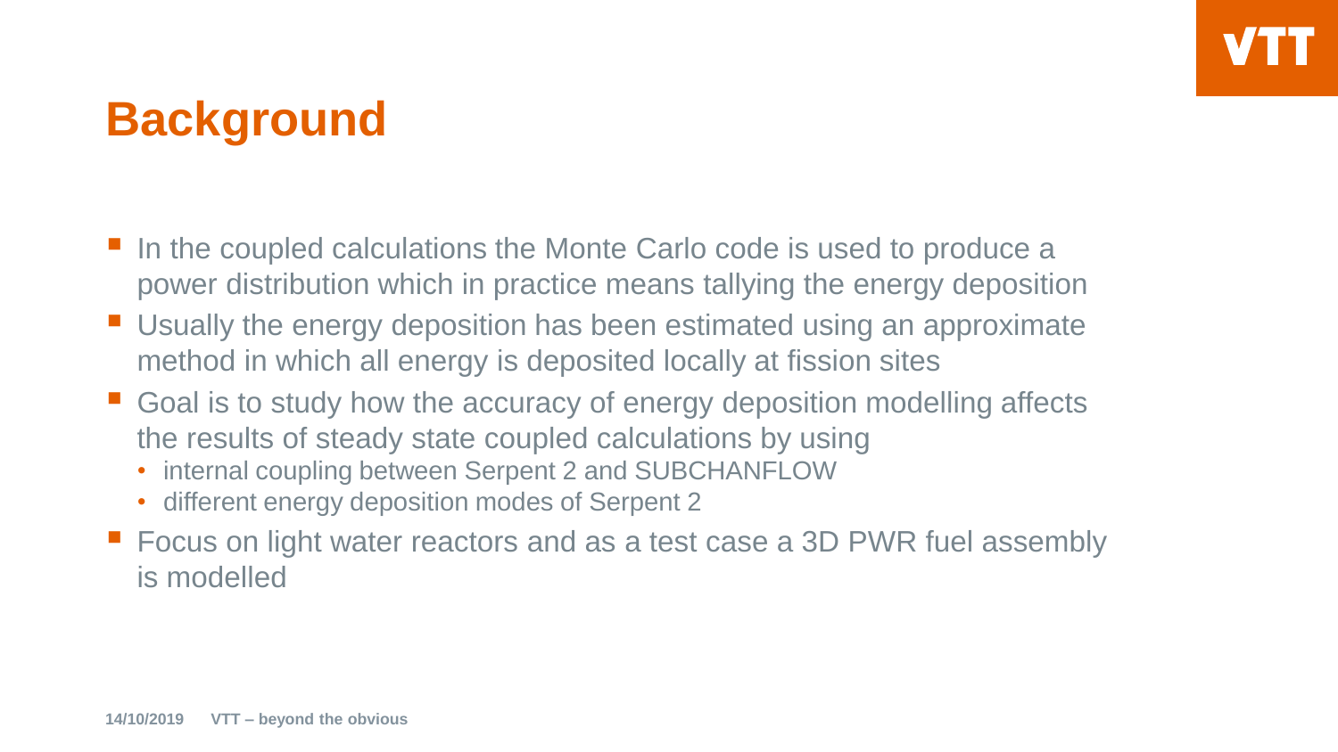# Background

- In the coupled calculations the Monte Carlo code is used to produce a power distribution which in practice means tallying the energy deposition
- Usually the energy deposition has been estimated using an approximate method in which all energy is deposited locally at fission sites
- Goal is to study how the accuracy of energy deposition modelling affects the results of steady state coupled calculations by using
  - internal coupling between Serpent 2 and SUBCHANFLOW
  - different energy deposition modes of Serpent 2
- Focus on light water reactors and as a test case a 3D PWR fuel assembly is modelled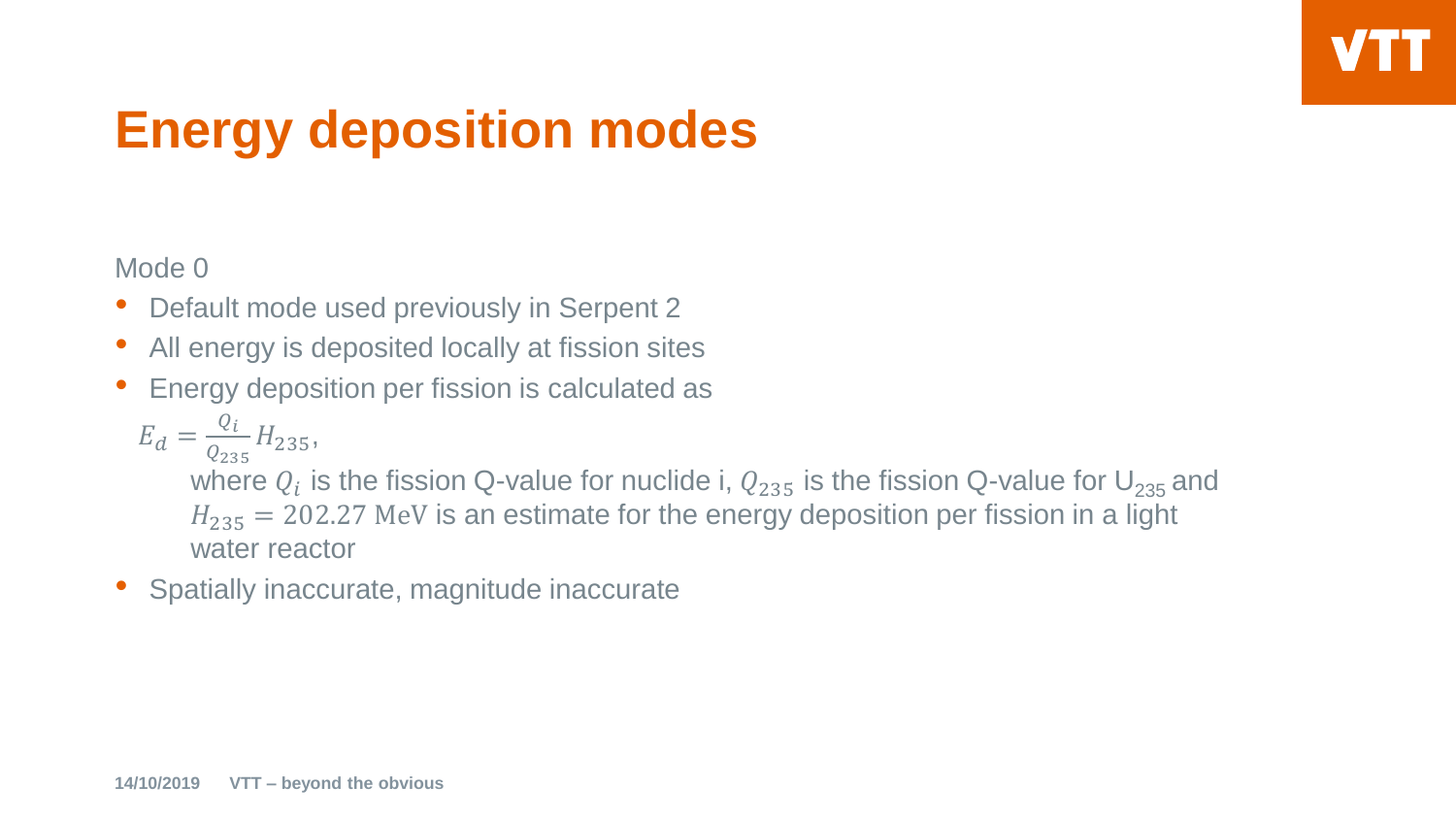# Energy deposition modes

Mode 0

- Default mode used previously in Serpent 2
- All energy is deposited locally at fission sites
- Energy deposition per fission is calculated as

$$E_d = \frac{Q_i}{Q_{235}} H_{235},$$

where $Q_i$ is the fission Q-value for nuclide i, $Q_{235}$ is the fission Q-value for $U_{235}$ and $H_{235} = 202.27$ MeV is an estimate for the energy deposition per fission in a light water reactor

- Spatially inaccurate, magnitude inaccurate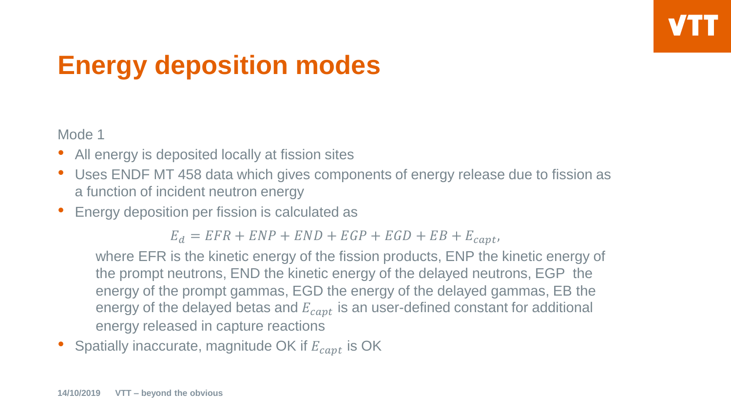# Energy deposition modes

Mode 1

- All energy is deposited locally at fission sites
- Uses ENDF MT 458 data which gives components of energy release due to fission as a function of incident neutron energy
- Energy deposition per fission is calculated as

  $$E_d = EFR + ENP + END + EGP + EGD + EB + E_{capt},$$

  where EFR is the kinetic energy of the fission products, ENP the kinetic energy of the prompt neutrons, END the kinetic energy of the delayed neutrons, EGP the energy of the prompt gammas, EGD the energy of the delayed gammas, EB the energy of the delayed betas and $E_{capt}$ is an user-defined constant for additional energy released in capture reactions
- Spatially inaccurate, magnitude OK if $E_{capt}$ is OK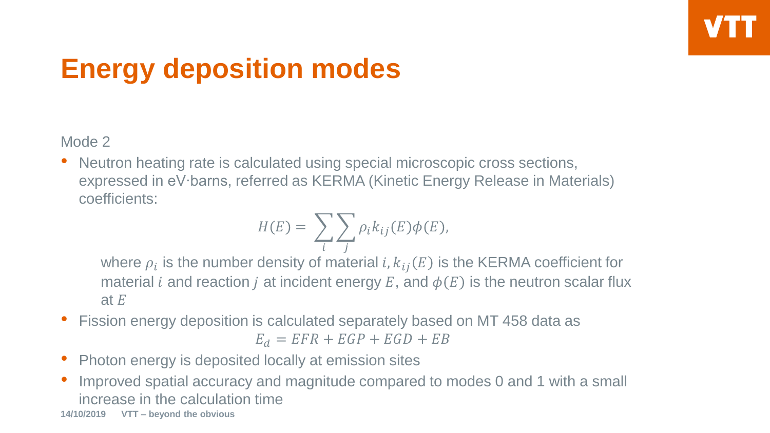# Energy deposition modes

Mode 2

- Neutron heating rate is calculated using special microscopic cross sections, expressed in eV·barns, referred as KERMA (Kinetic Energy Release in Materials) coefficients:

$$H(E) = \sum_{i} \sum_{j} \rho_i k_{ij}(E) \phi(E),$$

  where $\rho_i$ is the number density of material $i$, $k_{ij}(E)$ is the KERMA coefficient for material $i$ and reaction $j$ at incident energy $E$, and $\phi(E)$ is the neutron scalar flux at $E$

- Fission energy deposition is calculated separately based on MT 458 data as

$$E_d = EFR + EGP + EGD + EB$$

- Photon energy is deposited locally at emission sites
- Improved spatial accuracy and magnitude compared to modes 0 and 1 with a small increase in the calculation time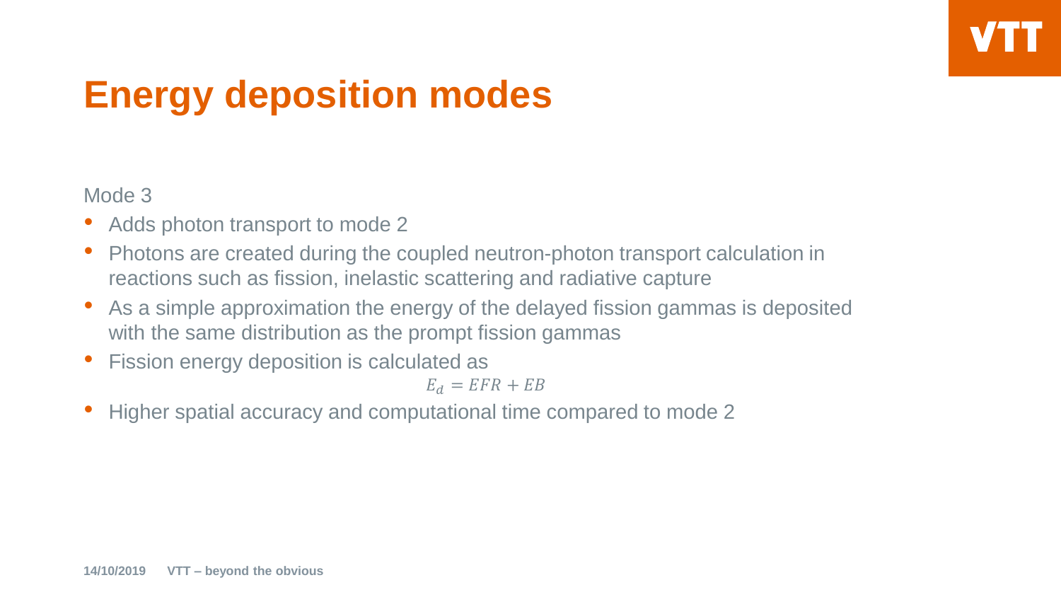# Energy deposition modes

Mode 3

- Adds photon transport to mode 2
- Photons are created during the coupled neutron-photon transport calculation in reactions such as fission, inelastic scattering and radiative capture
- As a simple approximation the energy of the delayed fission gammas is deposited with the same distribution as the prompt fission gammas
- Fission energy deposition is calculated as

$$E_d = EFR + EB$$

- Higher spatial accuracy and computational time compared to mode 2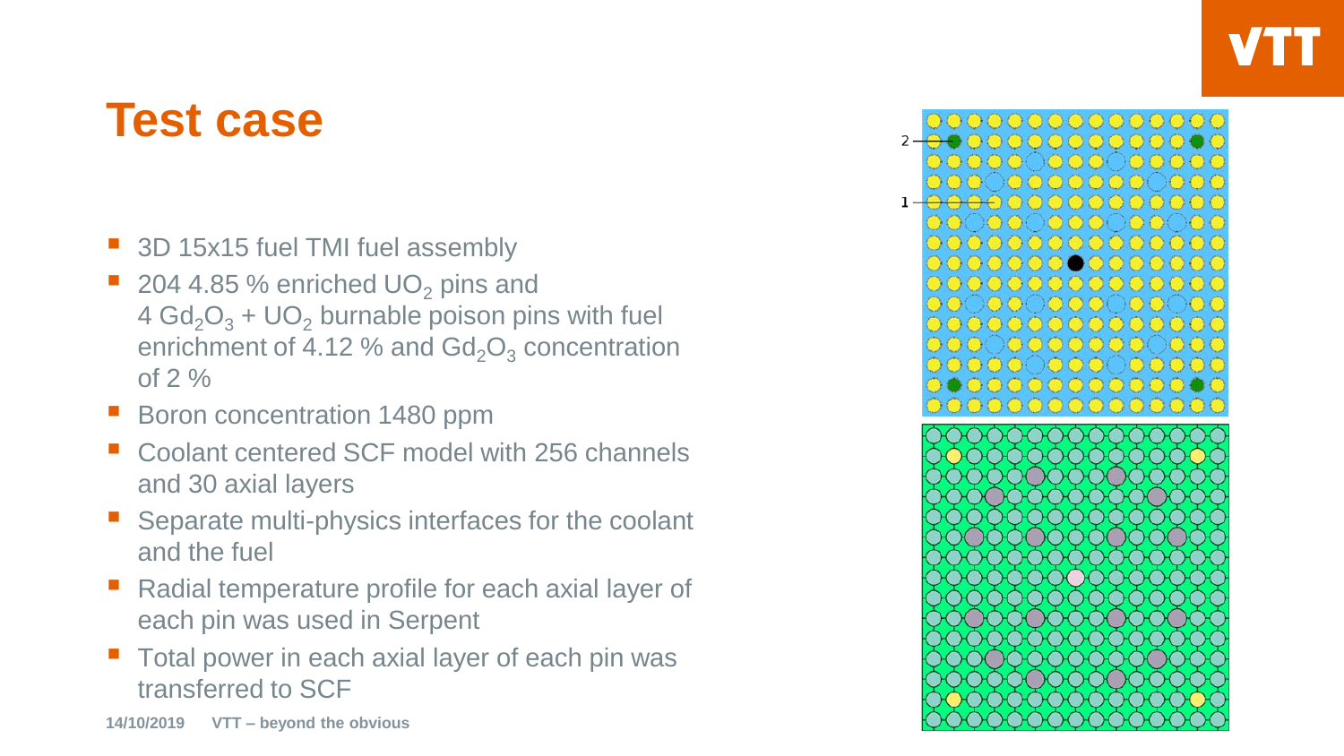# Test case

- 3D 15x15 fuel TMI fuel assembly
- 204 4.85 % enriched $UO_2$ pins and 4 $Gd_2O_3$ + $UO_2$ burnable poison pins with fuel enrichment of 4.12 % and $Gd_2O_3$ concentration of 2 %
- Boron concentration 1480 ppm
- Coolant centered SCF model with 256 channels and 30 axial layers
- Separate multi-physics interfaces for the coolant and the fuel
- Radial temperature profile for each axial layer of each pin was used in Serpent
- Total power in each axial layer of each pin was transferred to SCF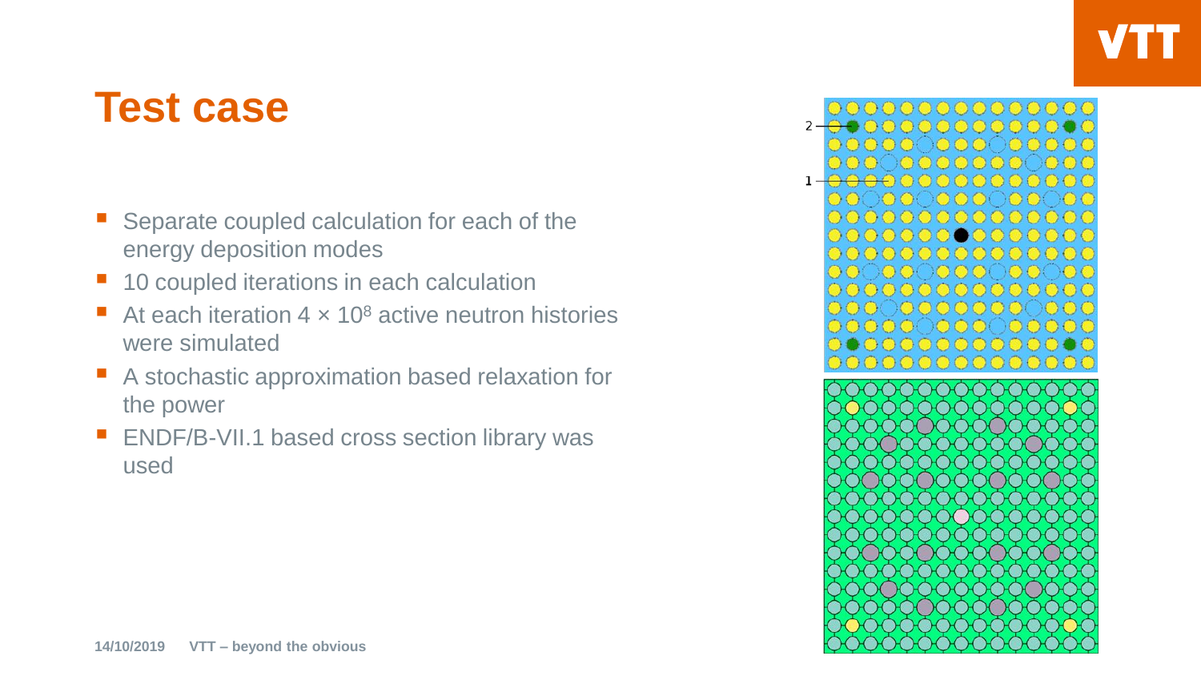# Test case

- Separate coupled calculation for each of the energy deposition modes
- 10 coupled iterations in each calculation
- At each iteration $4 \times 10^8$ active neutron histories were simulated
- A stochastic approximation based relaxation for the power
- ENDF/B-VII.1 based cross section library was used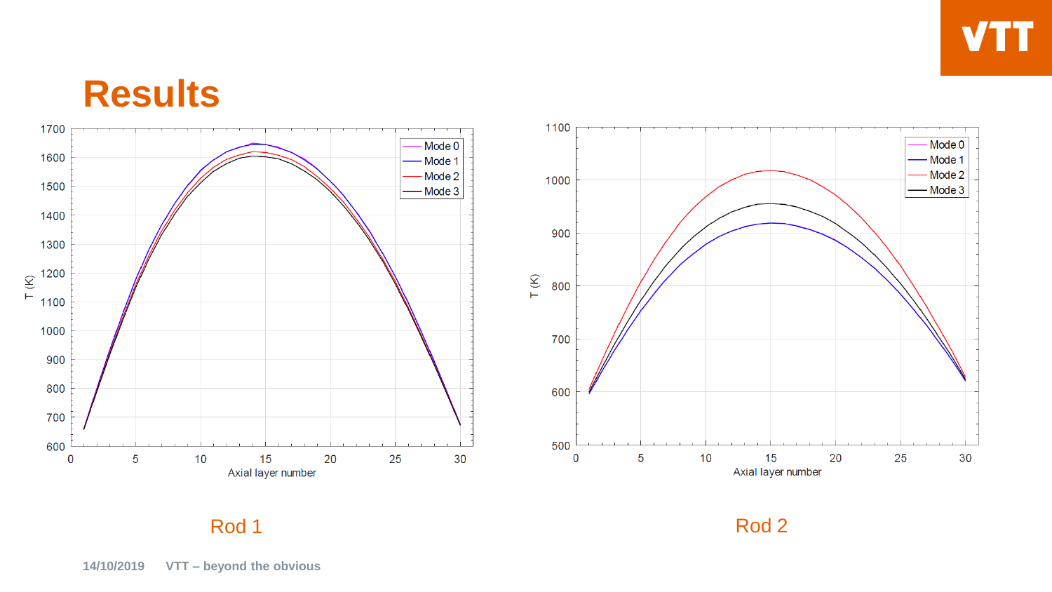# Results

Rod 1

Rod 2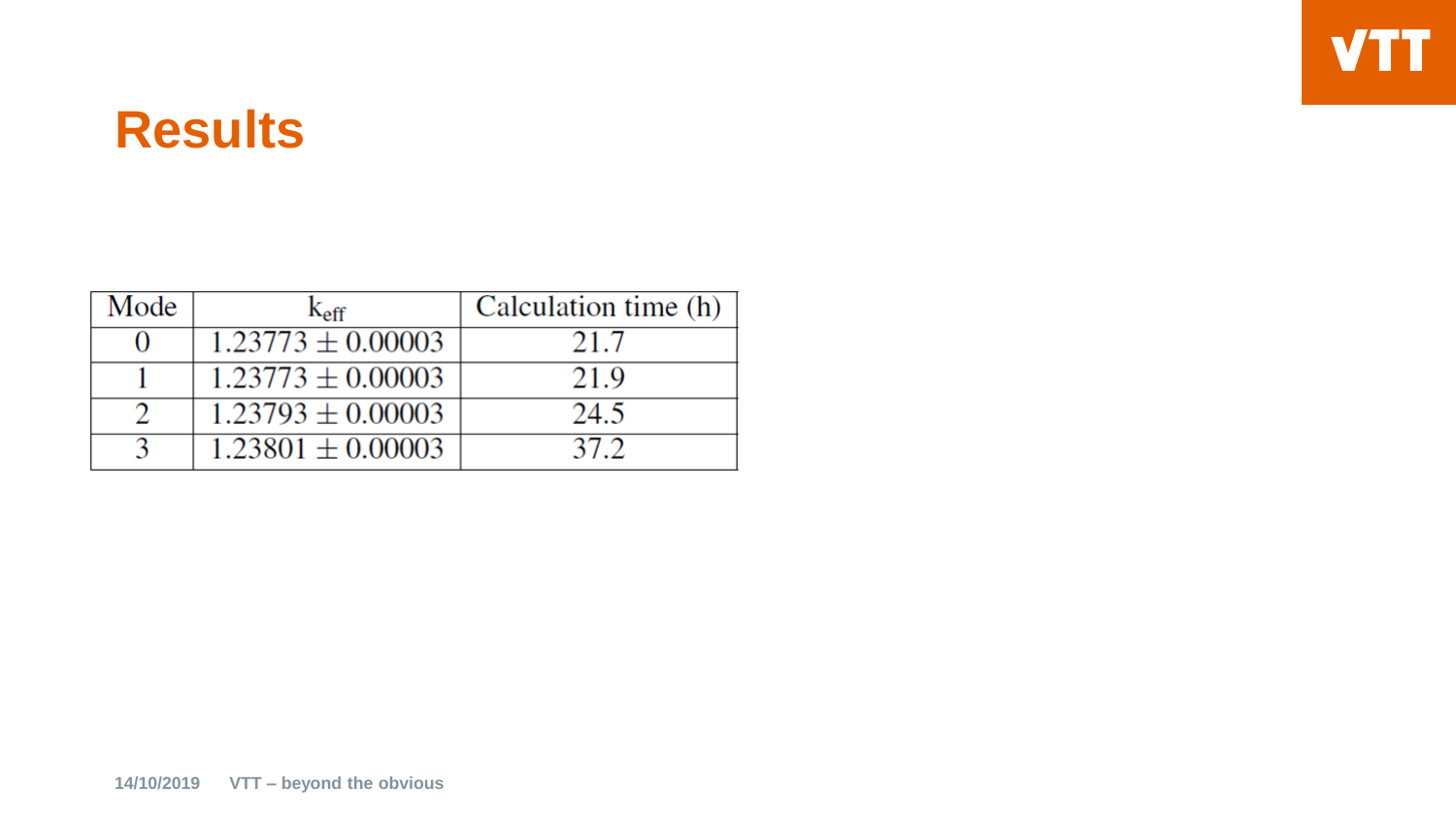# Results

| Mode | $k_{eff}$ | Calculation time (h) |
|---|---|---|
| 0 | $1.23773 \pm 0.00003$ | 21.7 |
| 1 | $1.23773 \pm 0.00003$ | 21.9 |
| 2 | $1.23793 \pm 0.00003$ | 24.5 |
| 3 | $1.23801 \pm 0.00003$ | 37.2 |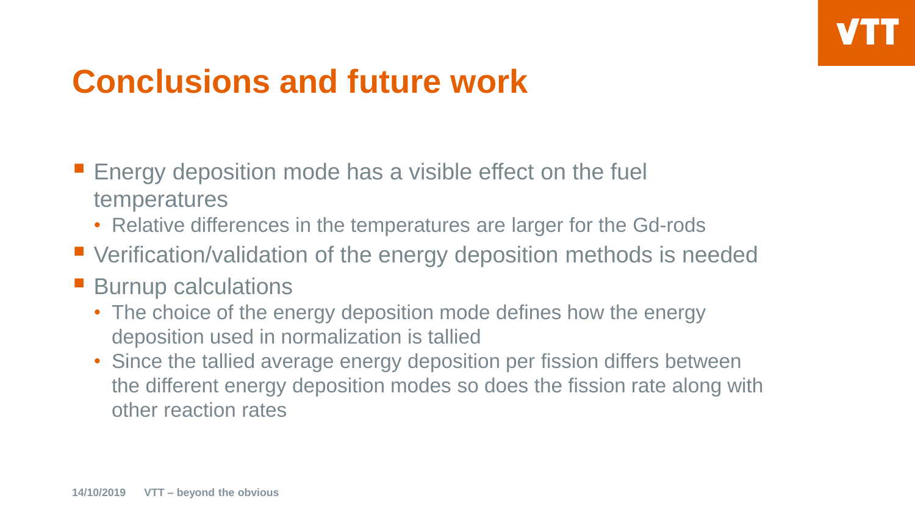# Conclusions and future work

- Energy deposition mode has a visible effect on the fuel temperatures
  - Relative differences in the temperatures are larger for the Gd-rods
- Verification/validation of the energy deposition methods is needed
- Burnup calculations
  - The choice of the energy deposition mode defines how the energy deposition used in normalization is tallied
  - Since the tallied average energy deposition per fission differs between the different energy deposition modes so does the fission rate along with other reaction rates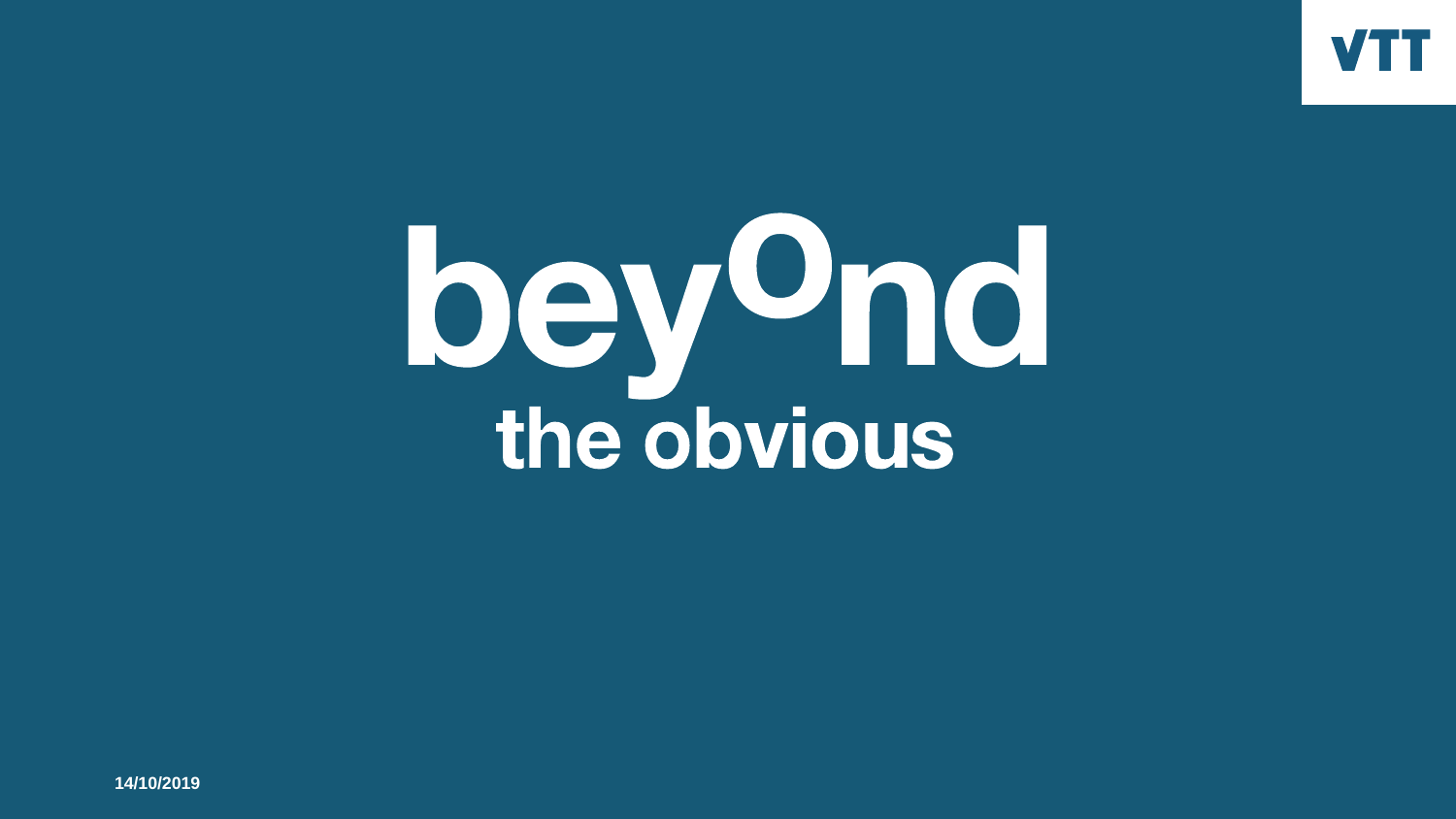VTT

# beyond
## the obvious

14/10/2019